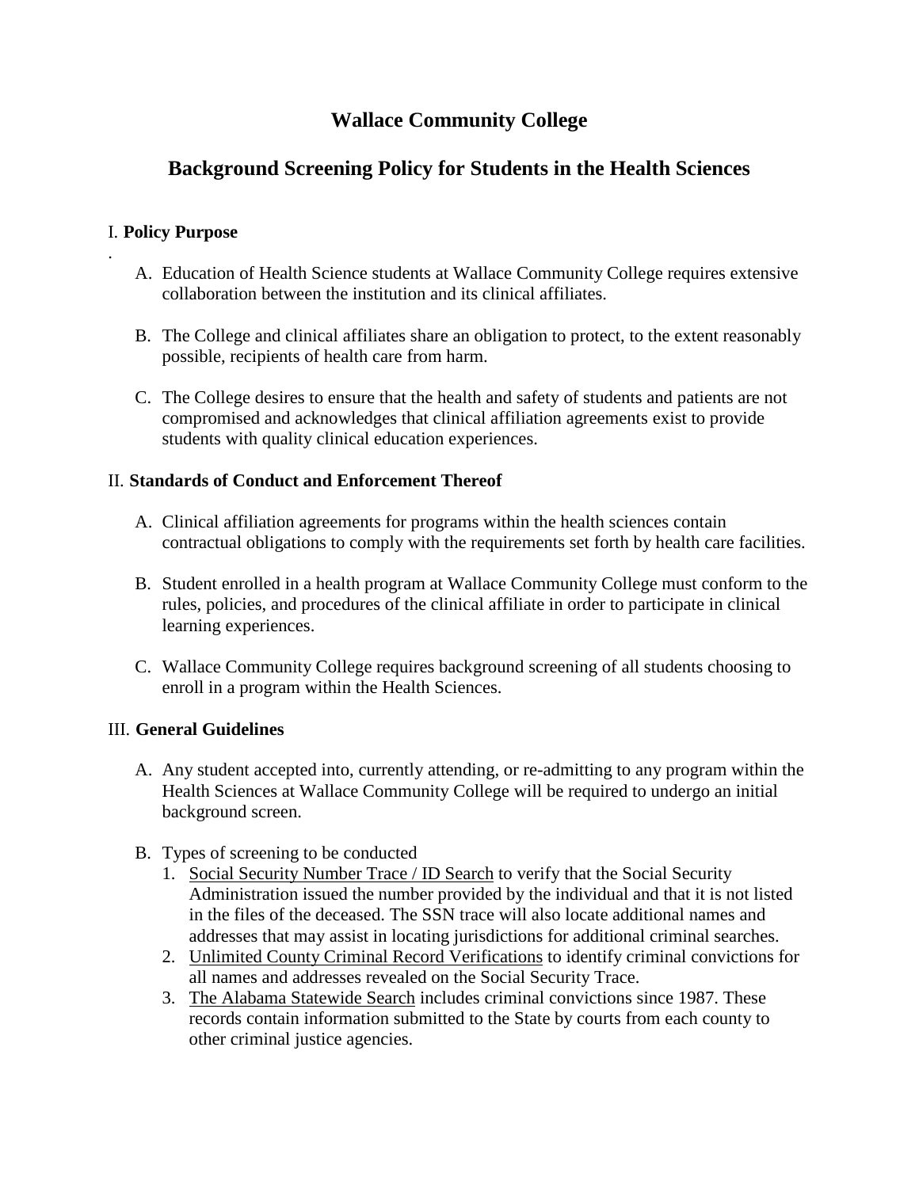# Wallace Community College

## Background Screening Policy for Students in the Health Sciences

### I. **Policy Purpose**

.

A. Education of Health Science students at Wallace Community College requires extensive collaboration between the institution and its clinical affiliates.

B. The College and clinical affiliates share an obligation to protect, to the extent reasonably possible, recipients of health care from harm.

C. The College desires to ensure that the health and safety of students and patients are not compromised and acknowledges that clinical affiliation agreements exist to provide students with quality clinical education experiences.

### II. **Standards of Conduct and Enforcement Thereof**

A. Clinical affiliation agreements for programs within the health sciences contain contractual obligations to comply with the requirements set forth by health care facilities.

B. Student enrolled in a health program at Wallace Community College must conform to the rules, policies, and procedures of the clinical affiliate in order to participate in clinical learning experiences.

C. Wallace Community College requires background screening of all students choosing to enroll in a program within the Health Sciences.

### III. **General Guidelines**

A. Any student accepted into, currently attending, or re-admitting to any program within the Health Sciences at Wallace Community College will be required to undergo an initial background screen.

B. Types of screening to be conducted

1. <u>Social Security Number Trace / ID Search</u> to verify that the Social Security Administration issued the number provided by the individual and that it is not listed in the files of the deceased. The SSN trace will also locate additional names and addresses that may assist in locating jurisdictions for additional criminal searches.
2. <u>Unlimited County Criminal Record Verifications</u> to identify criminal convictions for all names and addresses revealed on the Social Security Trace.
3. <u>The Alabama Statewide Search</u> includes criminal convictions since 1987. These records contain information submitted to the State by courts from each county to other criminal justice agencies.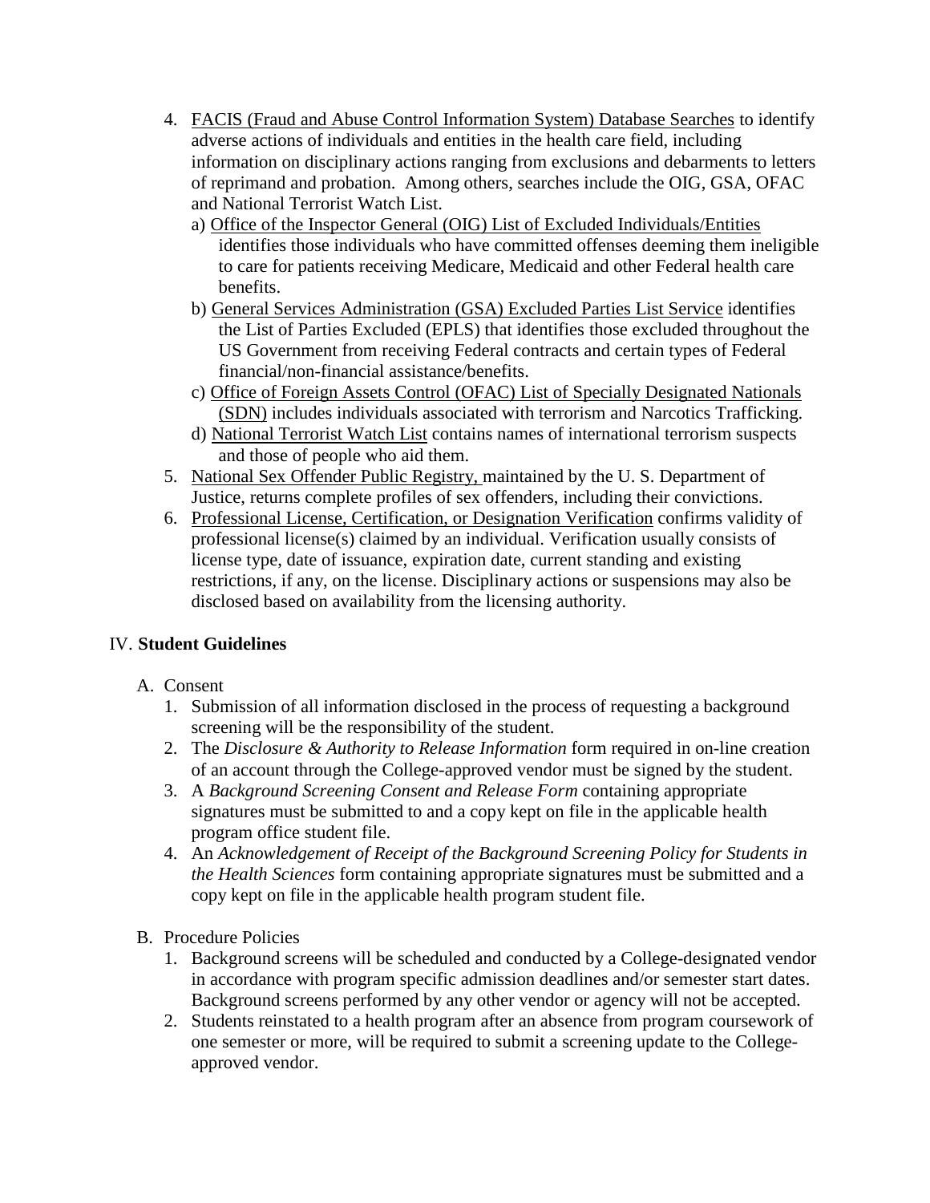4. FACIS (Fraud and Abuse Control Information System) Database Searches to identify adverse actions of individuals and entities in the health care field, including information on disciplinary actions ranging from exclusions and debarments to letters of reprimand and probation. Among others, searches include the OIG, GSA, OFAC and National Terrorist Watch List.
    a) Office of the Inspector General (OIG) List of Excluded Individuals/Entities identifies those individuals who have committed offenses deeming them ineligible to care for patients receiving Medicare, Medicaid and other Federal health care benefits.
    b) General Services Administration (GSA) Excluded Parties List Service identifies the List of Parties Excluded (EPLS) that identifies those excluded throughout the US Government from receiving Federal contracts and certain types of Federal financial/non-financial assistance/benefits.
    c) Office of Foreign Assets Control (OFAC) List of Specially Designated Nationals (SDN) includes individuals associated with terrorism and Narcotics Trafficking.
    d) National Terrorist Watch List contains names of international terrorism suspects and those of people who aid them.
5. National Sex Offender Public Registry, maintained by the U. S. Department of Justice, returns complete profiles of sex offenders, including their convictions.
6. Professional License, Certification, or Designation Verification confirms validity of professional license(s) claimed by an individual. Verification usually consists of license type, date of issuance, expiration date, current standing and existing restrictions, if any, on the license. Disciplinary actions or suspensions may also be disclosed based on availability from the licensing authority.

## IV. **Student Guidelines**

A. Consent
    1. Submission of all information disclosed in the process of requesting a background screening will be the responsibility of the student.
    2. The *Disclosure & Authority to Release Information* form required in on-line creation of an account through the College-approved vendor must be signed by the student.
    3. A *Background Screening Consent and Release Form* containing appropriate signatures must be submitted to and a copy kept on file in the applicable health program office student file.
    4. An *Acknowledgement of Receipt of the Background Screening Policy for Students in the Health Sciences* form containing appropriate signatures must be submitted and a copy kept on file in the applicable health program student file.

B. Procedure Policies
    1. Background screens will be scheduled and conducted by a College-designated vendor in accordance with program specific admission deadlines and/or semester start dates. Background screens performed by any other vendor or agency will not be accepted.
    2. Students reinstated to a health program after an absence from program coursework of one semester or more, will be required to submit a screening update to the College-approved vendor.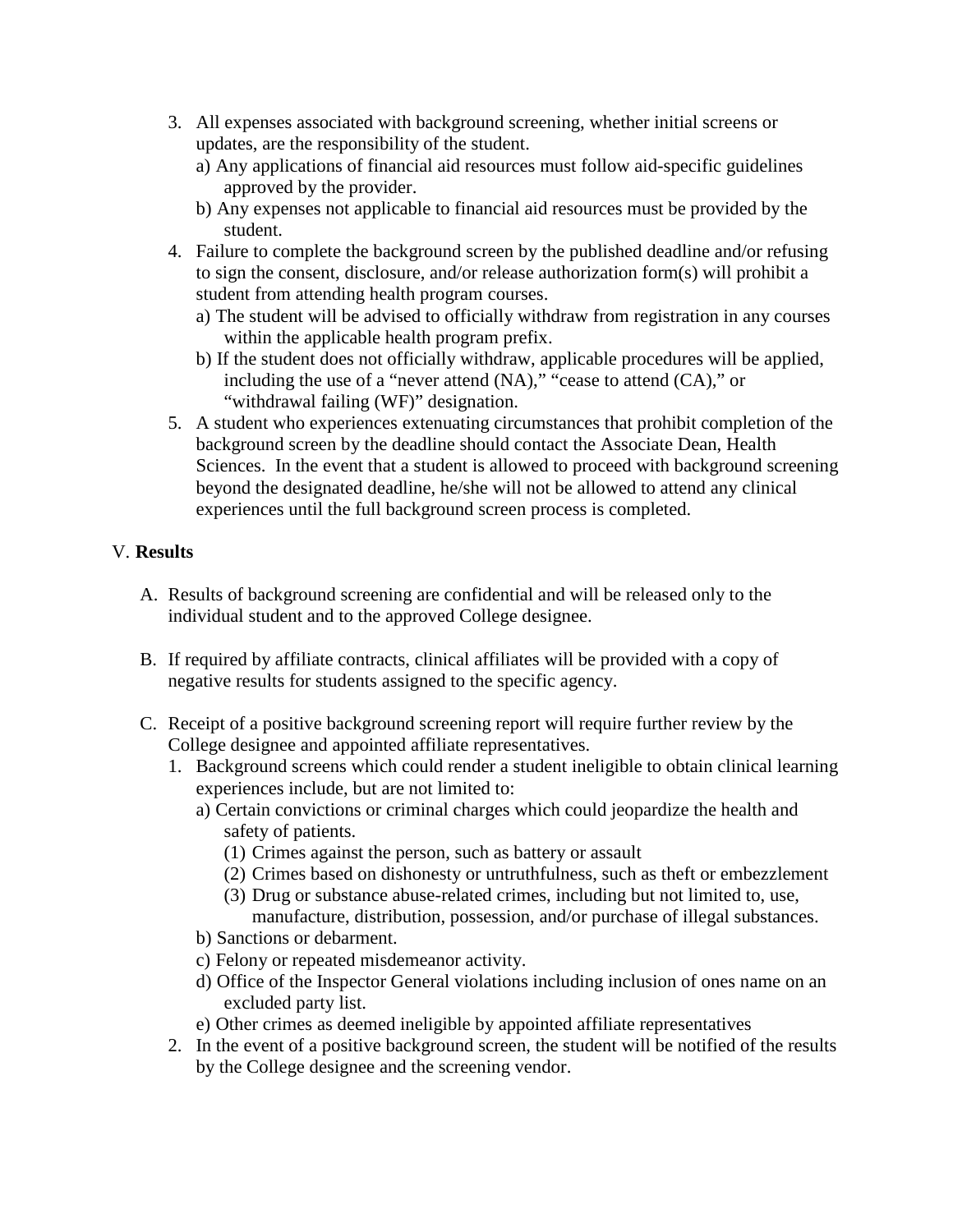3. All expenses associated with background screening, whether initial screens or updates, are the responsibility of the student.
   a) Any applications of financial aid resources must follow aid-specific guidelines approved by the provider.
   b) Any expenses not applicable to financial aid resources must be provided by the student.
4. Failure to complete the background screen by the published deadline and/or refusing to sign the consent, disclosure, and/or release authorization form(s) will prohibit a student from attending health program courses.
   a) The student will be advised to officially withdraw from registration in any courses within the applicable health program prefix.
   b) If the student does not officially withdraw, applicable procedures will be applied, including the use of a "never attend (NA)," "cease to attend (CA)," or "withdrawal failing (WF)" designation.
5. A student who experiences extenuating circumstances that prohibit completion of the background screen by the deadline should contact the Associate Dean, Health Sciences. In the event that a student is allowed to proceed with background screening beyond the designated deadline, he/she will not be allowed to attend any clinical experiences until the full background screen process is completed.

V. **Results**

A. Results of background screening are confidential and will be released only to the individual student and to the approved College designee.

B. If required by affiliate contracts, clinical affiliates will be provided with a copy of negative results for students assigned to the specific agency.

C. Receipt of a positive background screening report will require further review by the College designee and appointed affiliate representatives.
   1. Background screens which could render a student ineligible to obtain clinical learning experiences include, but are not limited to:
      a) Certain convictions or criminal charges which could jeopardize the health and safety of patients.
         (1) Crimes against the person, such as battery or assault
         (2) Crimes based on dishonesty or untruthfulness, such as theft or embezzlement
         (3) Drug or substance abuse-related crimes, including but not limited to, use, manufacture, distribution, possession, and/or purchase of illegal substances.
      b) Sanctions or debarment.
      c) Felony or repeated misdemeanor activity.
      d) Office of the Inspector General violations including inclusion of ones name on an excluded party list.
      e) Other crimes as deemed ineligible by appointed affiliate representatives
   2. In the event of a positive background screen, the student will be notified of the results by the College designee and the screening vendor.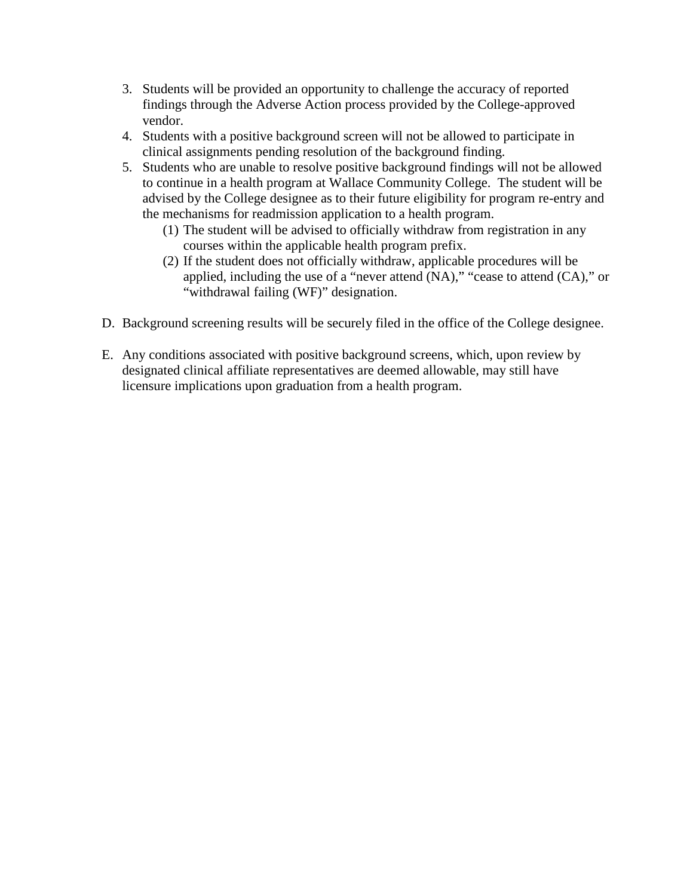3. Students will be provided an opportunity to challenge the accuracy of reported findings through the Adverse Action process provided by the College-approved vendor.
4. Students with a positive background screen will not be allowed to participate in clinical assignments pending resolution of the background finding.
5. Students who are unable to resolve positive background findings will not be allowed to continue in a health program at Wallace Community College. The student will be advised by the College designee as to their future eligibility for program re-entry and the mechanisms for readmission application to a health program.
    (1) The student will be advised to officially withdraw from registration in any courses within the applicable health program prefix.
    (2) If the student does not officially withdraw, applicable procedures will be applied, including the use of a "never attend (NA)," "cease to attend (CA)," or "withdrawal failing (WF)" designation.

D. Background screening results will be securely filed in the office of the College designee.

E. Any conditions associated with positive background screens, which, upon review by designated clinical affiliate representatives are deemed allowable, may still have licensure implications upon graduation from a health program.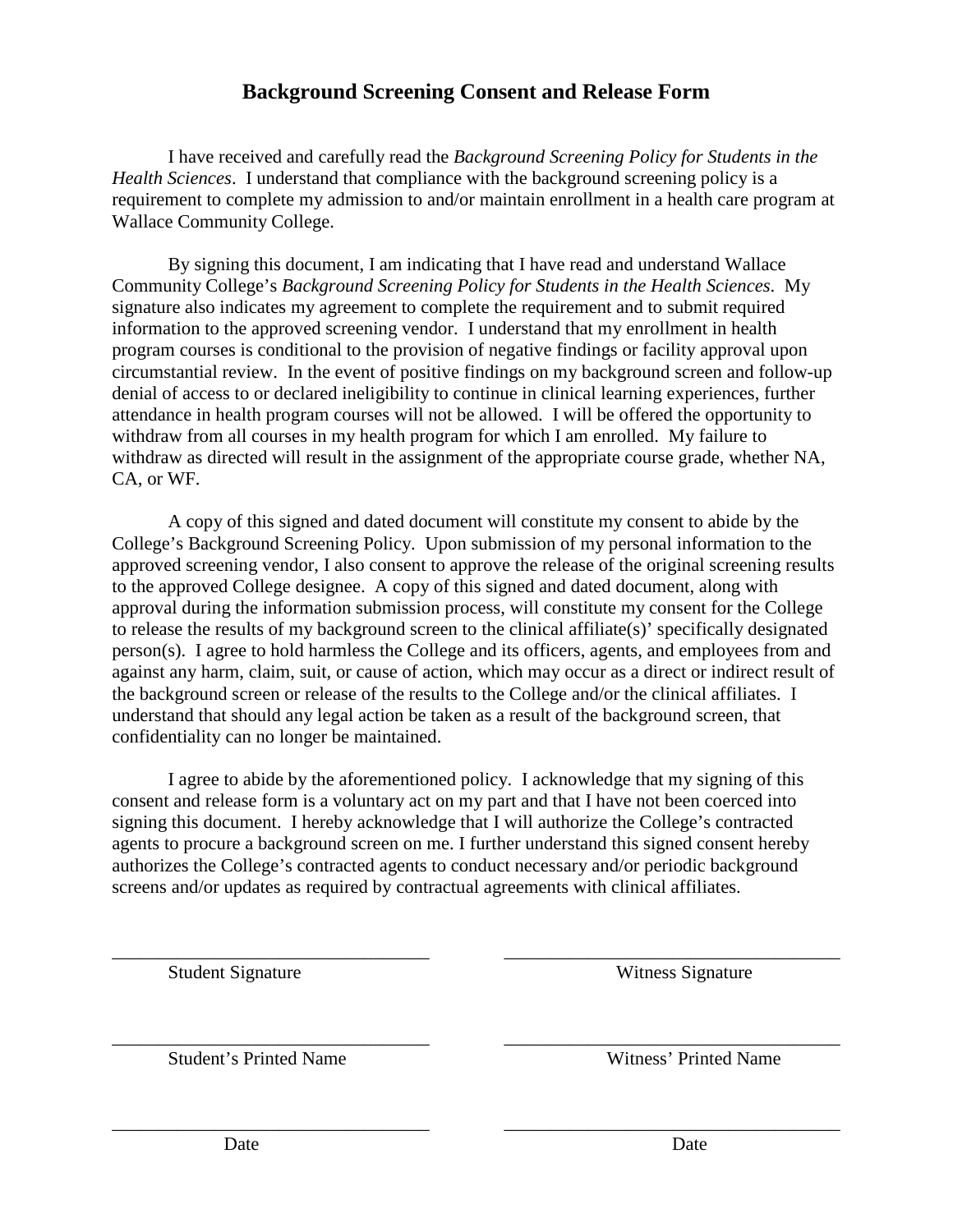# Background Screening Consent and Release Form

I have received and carefully read the *Background Screening Policy for Students in the Health Sciences*. I understand that compliance with the background screening policy is a requirement to complete my admission to and/or maintain enrollment in a health care program at Wallace Community College.

By signing this document, I am indicating that I have read and understand Wallace Community College's *Background Screening Policy for Students in the Health Sciences*. My signature also indicates my agreement to complete the requirement and to submit required information to the approved screening vendor. I understand that my enrollment in health program courses is conditional to the provision of negative findings or facility approval upon circumstantial review. In the event of positive findings on my background screen and follow-up denial of access to or declared ineligibility to continue in clinical learning experiences, further attendance in health program courses will not be allowed. I will be offered the opportunity to withdraw from all courses in my health program for which I am enrolled. My failure to withdraw as directed will result in the assignment of the appropriate course grade, whether NA, CA, or WF.

A copy of this signed and dated document will constitute my consent to abide by the College's Background Screening Policy. Upon submission of my personal information to the approved screening vendor, I also consent to approve the release of the original screening results to the approved College designee. A copy of this signed and dated document, along with approval during the information submission process, will constitute my consent for the College to release the results of my background screen to the clinical affiliate(s)' specifically designated person(s). I agree to hold harmless the College and its officers, agents, and employees from and against any harm, claim, suit, or cause of action, which may occur as a direct or indirect result of the background screen or release of the results to the College and/or the clinical affiliates. I understand that should any legal action be taken as a result of the background screen, that confidentiality can no longer be maintained.

I agree to abide by the aforementioned policy. I acknowledge that my signing of this consent and release form is a voluntary act on my part and that I have not been coerced into signing this document. I hereby acknowledge that I will authorize the College's contracted agents to procure a background screen on me. I further understand this signed consent hereby authorizes the College's contracted agents to conduct necessary and/or periodic background screens and/or updates as required by contractual agreements with clinical affiliates.

| | |
|---|---|
| ______________________________ | ______________________________ |
| Student Signature | Witness Signature |
| ______________________________ | ______________________________ |
| Student's Printed Name | Witness' Printed Name |
| ______________________________ | ______________________________ |
| Date | Date |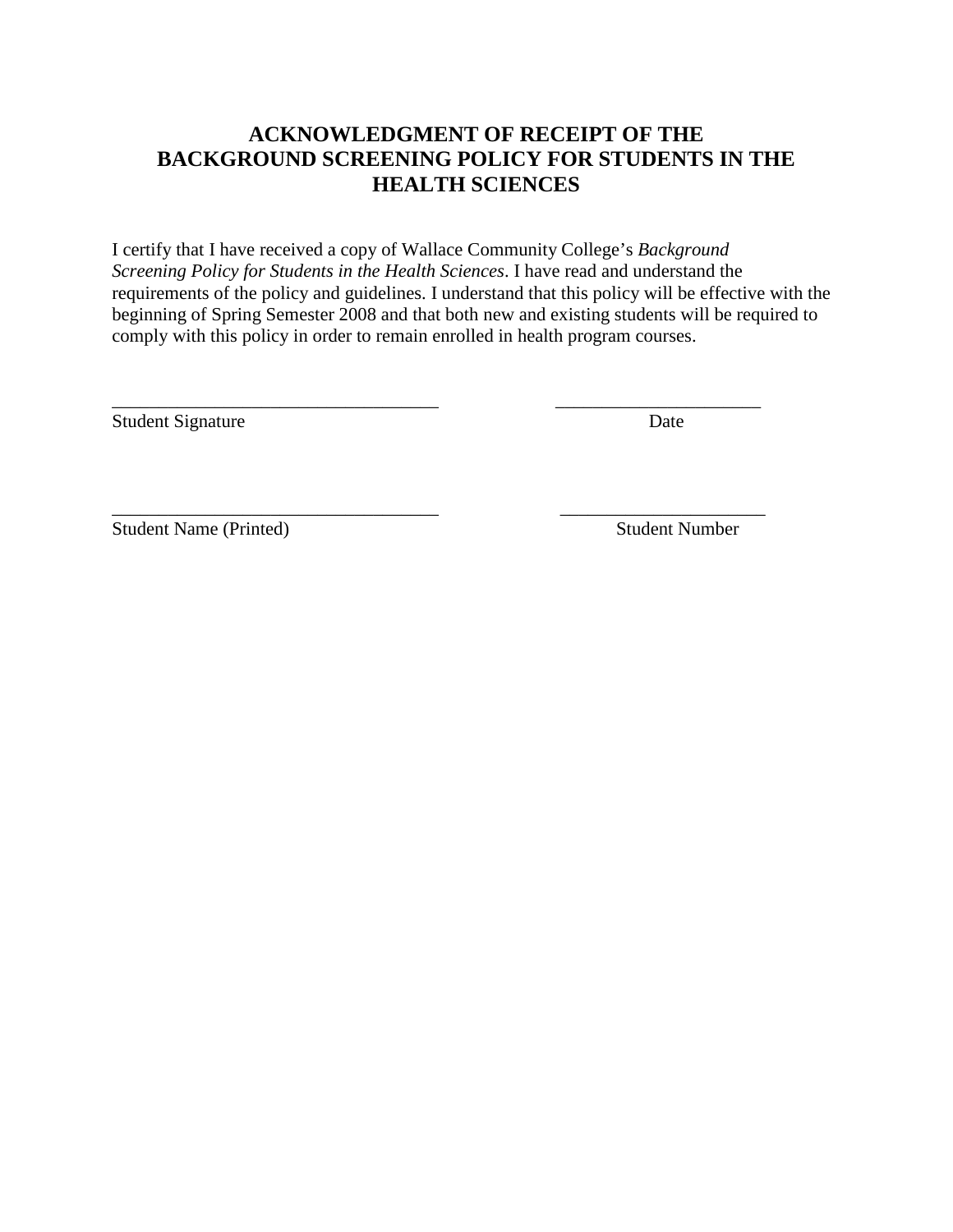# ACKNOWLEDGMENT OF RECEIPT OF THE BACKGROUND SCREENING POLICY FOR STUDENTS IN THE HEALTH SCIENCES

I certify that I have received a copy of Wallace Community College's *Background Screening Policy for Students in the Health Sciences*. I have read and understand the requirements of the policy and guidelines. I understand that this policy will be effective with the beginning of Spring Semester 2008 and that both new and existing students will be required to comply with this policy in order to remain enrolled in health program courses.

____________________________________ ______________________
Student Signature Date

____________________________________ ______________________
Student Name (Printed) Student Number